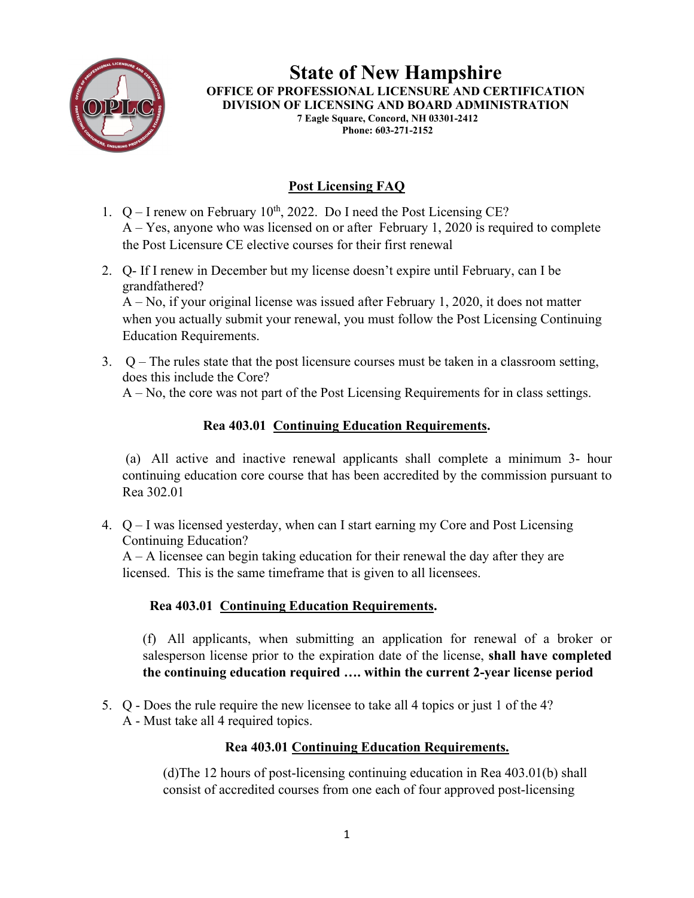# State of New Hampshire

**OFFICE OF PROFESSIONAL LICENSURE AND CERTIFICATION**
**DIVISION OF LICENSING AND BOARD ADMINISTRATION**
**7 Eagle Square, Concord, NH 03301-2412**
**Phone: 603-271-2152**

## Post Licensing FAQ

1. Q – I renew on February 10th, 2022. Do I need the Post Licensing CE?
   A – Yes, anyone who was licensed on or after February 1, 2020 is required to complete the Post Licensure CE elective courses for their first renewal

2. Q- If I renew in December but my license doesn't expire until February, can I be grandfathered?
   A – No, if your original license was issued after February 1, 2020, it does not matter when you actually submit your renewal, you must follow the Post Licensing Continuing Education Requirements.

3. Q – The rules state that the post licensure courses must be taken in a classroom setting, does this include the Core?
   A – No, the core was not part of the Post Licensing Requirements for in class settings.

**Rea 403.01 Continuing Education Requirements.**

(a) All active and inactive renewal applicants shall complete a minimum 3- hour continuing education core course that has been accredited by the commission pursuant to Rea 302.01

4. Q – I was licensed yesterday, when can I start earning my Core and Post Licensing Continuing Education?
   A – A licensee can begin taking education for their renewal the day after they are licensed. This is the same timeframe that is given to all licensees.

**Rea 403.01 Continuing Education Requirements.**

(f) All applicants, when submitting an application for renewal of a broker or salesperson license prior to the expiration date of the license, **shall have completed the continuing education required …. within the current 2-year license period**

5. Q - Does the rule require the new licensee to take all 4 topics or just 1 of the 4?
   A - Must take all 4 required topics.

**Rea 403.01 Continuing Education Requirements.**

(d)The 12 hours of post-licensing continuing education in Rea 403.01(b) shall consist of accredited courses from one each of four approved post-licensing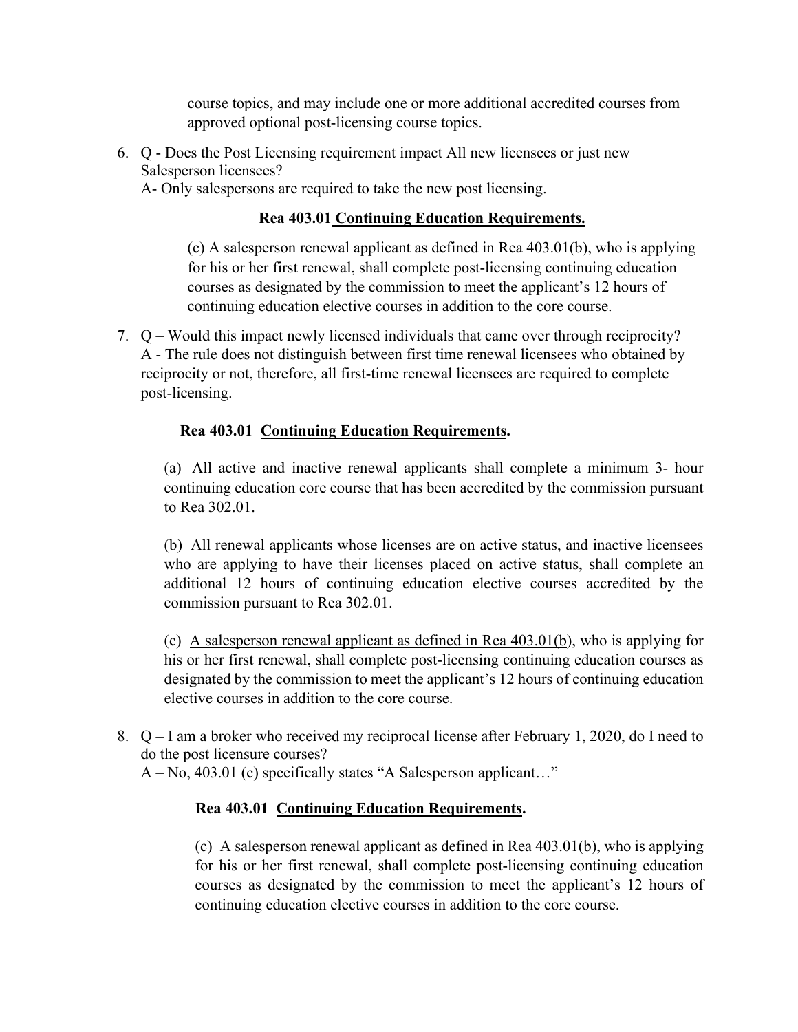course topics, and may include one or more additional accredited courses from approved optional post-licensing course topics.

6. Q - Does the Post Licensing requirement impact All new licensees or just new Salesperson licensees?
   A- Only salespersons are required to take the new post licensing.

**Rea 403.01 Continuing Education Requirements.**

> (c) A salesperson renewal applicant as defined in Rea 403.01(b), who is applying for his or her first renewal, shall complete post-licensing continuing education courses as designated by the commission to meet the applicant's 12 hours of continuing education elective courses in addition to the core course.

7. Q – Would this impact newly licensed individuals that came over through reciprocity?
   A - The rule does not distinguish between first time renewal licensees who obtained by reciprocity or not, therefore, all first-time renewal licensees are required to complete post-licensing.

**Rea 403.01 Continuing Education Requirements.**

> (a) All active and inactive renewal applicants shall complete a minimum 3- hour continuing education core course that has been accredited by the commission pursuant to Rea 302.01.
>
> (b) All renewal applicants whose licenses are on active status, and inactive licensees who are applying to have their licenses placed on active status, shall complete an additional 12 hours of continuing education elective courses accredited by the commission pursuant to Rea 302.01.
>
> (c) A salesperson renewal applicant as defined in Rea 403.01(b), who is applying for his or her first renewal, shall complete post-licensing continuing education courses as designated by the commission to meet the applicant's 12 hours of continuing education elective courses in addition to the core course.

8. Q – I am a broker who received my reciprocal license after February 1, 2020, do I need to do the post licensure courses?
   A – No, 403.01 (c) specifically states "A Salesperson applicant…"

**Rea 403.01 Continuing Education Requirements.**

> (c) A salesperson renewal applicant as defined in Rea 403.01(b), who is applying for his or her first renewal, shall complete post-licensing continuing education courses as designated by the commission to meet the applicant's 12 hours of continuing education elective courses in addition to the core course.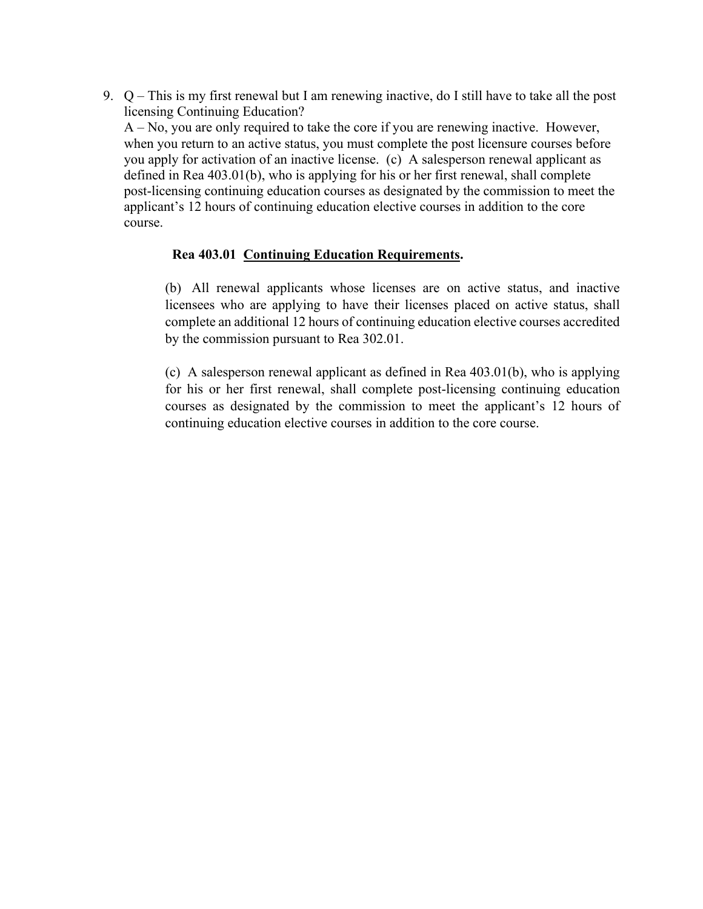9. Q – This is my first renewal but I am renewing inactive, do I still have to take all the post licensing Continuing Education?
   A – No, you are only required to take the core if you are renewing inactive. However, when you return to an active status, you must complete the post licensure courses before you apply for activation of an inactive license. (c) A salesperson renewal applicant as defined in Rea 403.01(b), who is applying for his or her first renewal, shall complete post-licensing continuing education courses as designated by the commission to meet the applicant's 12 hours of continuing education elective courses in addition to the core course.

**Rea 403.01 <u>Continuing Education Requirements</u>.**

(b) All renewal applicants whose licenses are on active status, and inactive licensees who are applying to have their licenses placed on active status, shall complete an additional 12 hours of continuing education elective courses accredited by the commission pursuant to Rea 302.01.

(c) A salesperson renewal applicant as defined in Rea 403.01(b), who is applying for his or her first renewal, shall complete post-licensing continuing education courses as designated by the commission to meet the applicant's 12 hours of continuing education elective courses in addition to the core course.